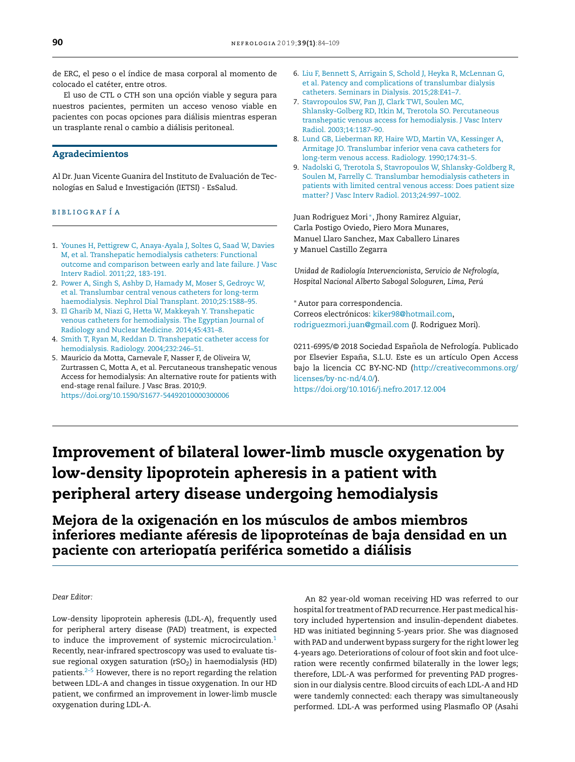de ERC, el peso o el índice de masa corporal al momento de colocado el catéter, entre otros.

El uso de CTL o CTH son una opción viable y segura para nuestros pacientes, permiten un acceso venoso viable en pacientes con pocas opciones para diálisis mientras esperan un trasplante renal o cambio a diálisis peritoneal.

## Agradecimientos

Al Dr. Juan Vicente Guanira del Instituto de Evaluación de Tecnologías en Salud e Investigación (IETSI) - EsSalud.

## BIBLIOGRAFÍA

1. Younes H, Pettigrew C, Anaya-Ayala J, Soltes G, Saad W, Davies M, et al. Transhepatic hemodialysis catheters: Functional outcome and comparison between early and late failure. J Vasc Interv Radiol. 2011;22, 183-191.
2. Power A, Singh S, Ashby D, Hamady M, Moser S, Gedroyc W, et al. Translumbar central venous catheters for long-term haemodialysis. Nephrol Dial Transplant. 2010;25:1588–95.
3. El Gharib M, Niazi G, Hetta W, Makkeyah Y. Transhepatic venous catheters for hemodialysis. The Egyptian Journal of Radiology and Nuclear Medicine. 2014;45:431–8.
4. Smith T, Ryan M, Reddan D. Transhepatic catheter access for hemodialysis. Radiology. 2004;232:246–51.
5. Mauricio da Motta, Carnevale F, Nasser F, de Oliveira W, Zurtrassen C, Motta A, et al. Percutaneous transhepatic venous Access for hemodialysis: An alternative route for patients with end-stage renal failure. J Vasc Bras. 2010;9. https://doi.org/10.1590/S1677-54492010000300006
6. Liu F, Bennett S, Arrigain S, Schold J, Heyka R, McLennan G, et al. Patency and complications of translumbar dialysis catheters. Seminars in Dialysis. 2015;28:E41–7.
7. Stavropoulos SW, Pan JJ, Clark TWI, Soulen MC, Shlansky-Golberg RD, Itkin M, Trerotola SO. Percutaneous transhepatic venous access for hemodialysis. J Vasc Interv Radiol. 2003;14:1187–90.
8. Lund GB, Lieberman RP, Haire WD, Martin VA, Kessinger A, Armitage JO. Translumbar inferior vena cava catheters for long-term venous access. Radiology. 1990;174:31–5.
9. Nadolski G, Trerotola S, Stavropoulos W, Shlansky-Goldberg R, Soulen M, Farrelly C. Translumbar hemodialysis catheters in patients with limited central venous access: Does patient size matter? J Vasc Interv Radiol. 2013;24:997–1002.

Juan Rodriguez Mori*, Jhony Ramirez Alguiar, Carla Postigo Oviedo, Piero Mora Munares, Manuel Llaro Sanchez, Max Caballero Linares y Manuel Castillo Zegarra

*Unidad de Radiología Intervencionista, Servicio de Nefrología, Hospital Nacional Alberto Sabogal Sologuren, Lima, Perú*

\* Autor para correspondencia.
Correos electrónicos: kiker98@hotmail.com, rodriguezmori.juan@gmail.com (J. Rodriguez Mori).

0211-6995/© 2018 Sociedad Española de Nefrología. Publicado por Elsevier España, S.L.U. Este es un artículo Open Access bajo la licencia CC BY-NC-ND (http://creativecommons.org/licenses/by-nc-nd/4.0/).
https://doi.org/10.1016/j.nefro.2017.12.004

# Improvement of bilateral lower-limb muscle oxygenation by low-density lipoprotein apheresis in a patient with peripheral artery disease undergoing hemodialysis

## Mejora de la oxigenación en los músculos de ambos miembros inferiores mediante aféresis de lipoproteínas de baja densidad en un paciente con arteriopatía periférica sometido a diálisis

*Dear Editor:*

Low-density lipoprotein apheresis (LDL-A), frequently used for peripheral artery disease (PAD) treatment, is expected to induce the improvement of systemic microcirculation.[1] Recently, near-infrared spectroscopy was used to evaluate tissue regional oxygen saturation ($rSO_2$) in haemodialysis (HD) patients.[2–5] However, there is no report regarding the relation between LDL-A and changes in tissue oxygenation. In our HD patient, we confirmed an improvement in lower-limb muscle oxygenation during LDL-A.

An 82 year-old woman receiving HD was referred to our hospital for treatment of PAD recurrence. Her past medical history included hypertension and insulin-dependent diabetes. HD was initiated beginning 5-years prior. She was diagnosed with PAD and underwent bypass surgery for the right lower leg 4-years ago. Deteriorations of colour of foot skin and foot ulceration were recently confirmed bilaterally in the lower legs; therefore, LDL-A was performed for preventing PAD progression in our dialysis centre. Blood circuits of each LDL-A and HD were tandemly connected: each therapy was simultaneously performed. LDL-A was performed using Plasmaflo OP (Asahi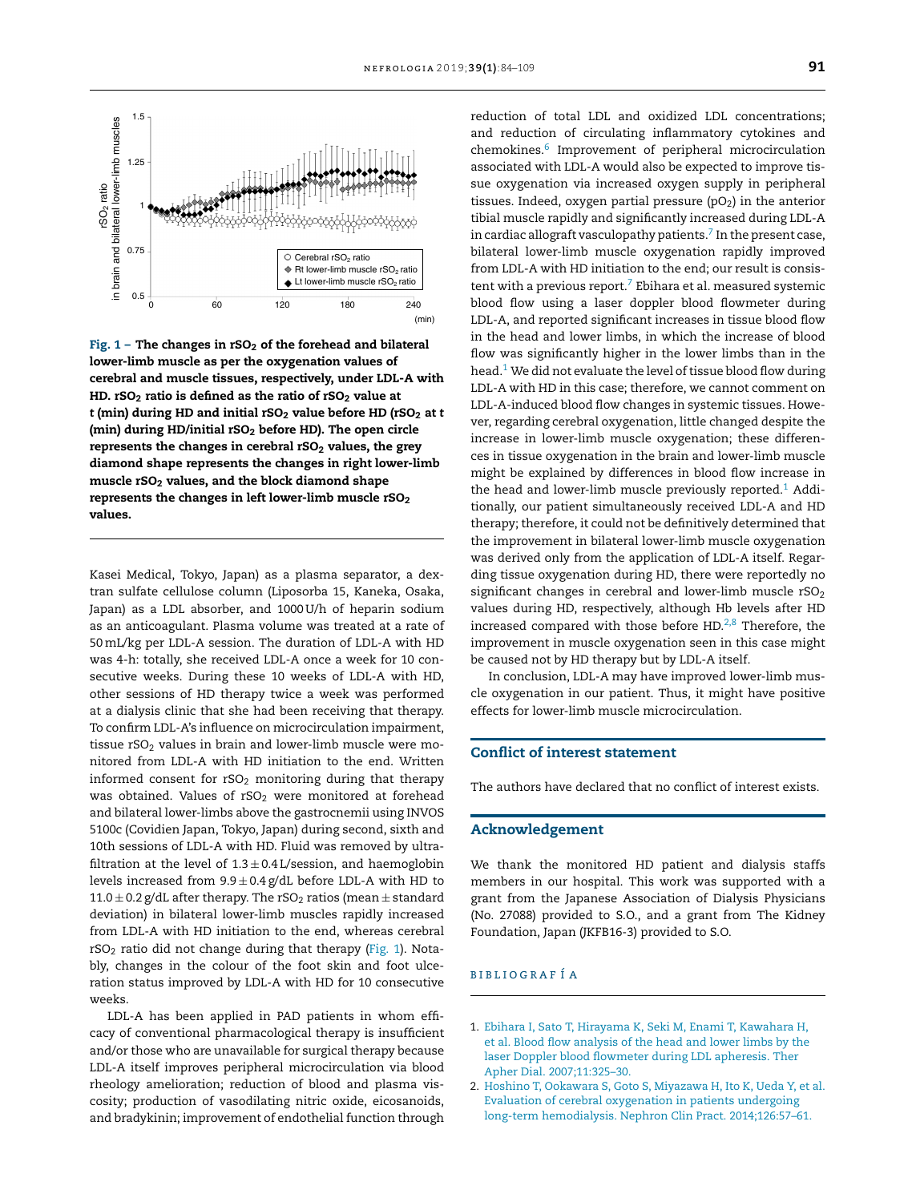1.5

1.25

1

0.75

0.5

rSO2 ratio in brain and bilateral lower-limb muscles

0 60 120 180 240

(min)

Cerebral rSO2 ratio

Rt lower-limb muscle rSO2 ratio

Lt lower-limb muscle rSO2 ratio

**Fig. 1 – The changes in $rSO_2$ of the forehead and bilateral lower-limb muscle as per the oxygenation values of cerebral and muscle tissues, respectively, under LDL-A with HD. $rSO_2$ ratio is defined as the ratio of $rSO_2$ value at *t* (min) during HD and initial $rSO_2$ value before HD ($rSO_2$ at *t* (min) during HD/initial $rSO_2$ before HD). The open circle represents the changes in cerebral $rSO_2$ values, the grey diamond shape represents the changes in right lower-limb muscle $rSO_2$ values, and the block diamond shape represents the changes in left lower-limb muscle $rSO_2$ values.**

Kasei Medical, Tokyo, Japan) as a plasma separator, a dextran sulfate cellulose column (Liposorba 15, Kaneka, Osaka, Japan) as a LDL absorber, and 1000 U/h of heparin sodium as an anticoagulant. Plasma volume was treated at a rate of 50 mL/kg per LDL-A session. The duration of LDL-A with HD was 4-h: totally, she received LDL-A once a week for 10 consecutive weeks. During these 10 weeks of LDL-A with HD, other sessions of HD therapy twice a week was performed at a dialysis clinic that she had been receiving that therapy. To confirm LDL-A's influence on microcirculation impairment, tissue $rSO_2$ values in brain and lower-limb muscle were monitored from LDL-A with HD initiation to the end. Written informed consent for $rSO_2$ monitoring during that therapy was obtained. Values of $rSO_2$ were monitored at forehead and bilateral lower-limbs above the gastrocnemii using INVOS 5100c (Covidien Japan, Tokyo, Japan) during second, sixth and 10th sessions of LDL-A with HD. Fluid was removed by ultrafiltration at the level of $1.3 \pm 0.4$ L/session, and haemoglobin levels increased from $9.9 \pm 0.4$ g/dL before LDL-A with HD to $11.0 \pm 0.2$ g/dL after therapy. The $rSO_2$ ratios (mean ± standard deviation) in bilateral lower-limb muscles rapidly increased from LDL-A with HD initiation to the end, whereas cerebral $rSO_2$ ratio did not change during that therapy (Fig. 1). Notably, changes in the colour of the foot skin and foot ulceration status improved by LDL-A with HD for 10 consecutive weeks.

LDL-A has been applied in PAD patients in whom efficacy of conventional pharmacological therapy is insufficient and/or those who are unavailable for surgical therapy because LDL-A itself improves peripheral microcirculation via blood rheology amelioration; reduction of blood and plasma viscosity; production of vasodilating nitric oxide, eicosanoids, and bradykinin; improvement of endothelial function through reduction of total LDL and oxidized LDL concentrations; and reduction of circulating inflammatory cytokines and chemokines.[6] Improvement of peripheral microcirculation associated with LDL-A would also be expected to improve tissue oxygenation via increased oxygen supply in peripheral tissues. Indeed, oxygen partial pressure ($pO_2$) in the anterior tibial muscle rapidly and significantly increased during LDL-A in cardiac allograft vasculopathy patients.[7] In the present case, bilateral lower-limb muscle oxygenation rapidly improved from LDL-A with HD initiation to the end; our result is consistent with a previous report.[7] Ebihara et al. measured systemic blood flow using a laser doppler blood flowmeter during LDL-A, and reported significant increases in tissue blood flow in the head and lower limbs, in which the increase of blood flow was significantly higher in the lower limbs than in the head.[1] We did not evaluate the level of tissue blood flow during LDL-A with HD in this case; therefore, we cannot comment on LDL-A-induced blood flow changes in systemic tissues. However, regarding cerebral oxygenation, little changed despite the increase in lower-limb muscle oxygenation; these differences in tissue oxygenation in the brain and lower-limb muscle might be explained by differences in blood flow increase in the head and lower-limb muscle previously reported.[1] Additionally, our patient simultaneously received LDL-A and HD therapy; therefore, it could not be definitively determined that the improvement in bilateral lower-limb muscle oxygenation was derived only from the application of LDL-A itself. Regarding tissue oxygenation during HD, there were reportedly no significant changes in cerebral and lower-limb muscle $rSO_2$ values during HD, respectively, although Hb levels after HD increased compared with those before HD.[2,8] Therefore, the improvement in muscle oxygenation seen in this case might be caused not by HD therapy but by LDL-A itself.

In conclusion, LDL-A may have improved lower-limb muscle oxygenation in our patient. Thus, it might have positive effects for lower-limb muscle microcirculation.

## Conflict of interest statement

The authors have declared that no conflict of interest exists.

## Acknowledgement

We thank the monitored HD patient and dialysis staffs members in our hospital. This work was supported with a grant from the Japanese Association of Dialysis Physicians (No. 27088) provided to S.O., and a grant from The Kidney Foundation, Japan (JKFB16-3) provided to S.O.

## BIBLIOGRAFÍA

1. Ebihara I, Sato T, Hirayama K, Seki M, Enami T, Kawahara H, et al. Blood flow analysis of the head and lower limbs by the laser Doppler blood flowmeter during LDL apheresis. Ther Apher Dial. 2007;11:325–30.
2. Hoshino T, Ookawara S, Goto S, Miyazawa H, Ito K, Ueda Y, et al. Evaluation of cerebral oxygenation in patients undergoing long-term hemodialysis. Nephron Clin Pract. 2014;126:57–61.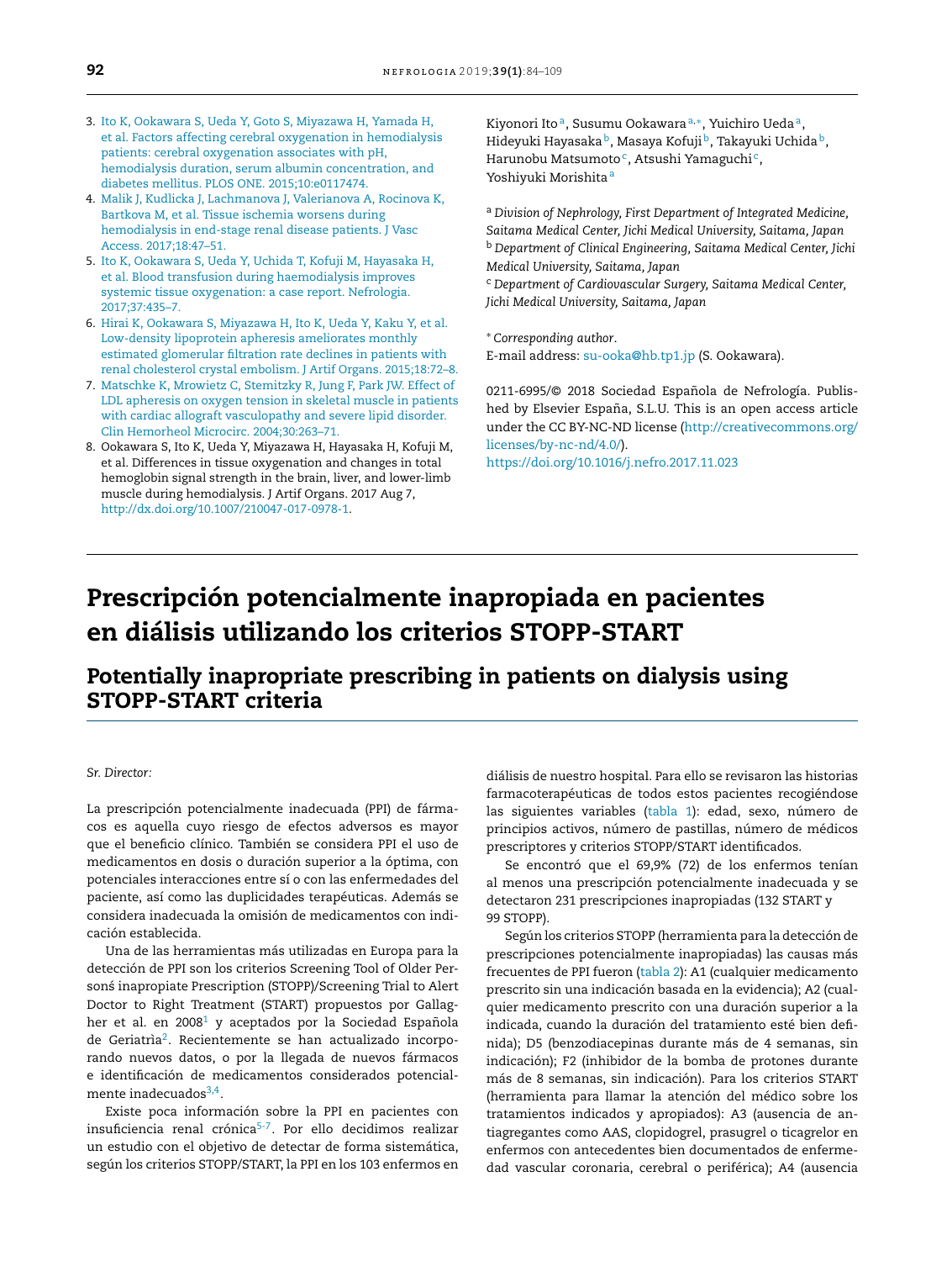3. Ito K, Ookawara S, Ueda Y, Goto S, Miyazawa H, Yamada H, et al. Factors affecting cerebral oxygenation in hemodialysis patients: cerebral oxygenation associates with pH, hemodialysis duration, serum albumin concentration, and diabetes mellitus. PLOS ONE. 2015;10:e0117474.
4. Malik J, Kudlicka J, Lachmanova J, Valerianova A, Rocinova K, Bartkova M, et al. Tissue ischemia worsens during hemodialysis in end-stage renal disease patients. J Vasc Access. 2017;18:47–51.
5. Ito K, Ookawara S, Ueda Y, Uchida T, Kofuji M, Hayasaka H, et al. Blood transfusion during haemodialysis improves systemic tissue oxygenation: a case report. Nefrologia. 2017;37:435–7.
6. Hirai K, Ookawara S, Miyazawa H, Ito K, Ueda Y, Kaku Y, et al. Low-density lipoprotein apheresis ameliorates monthly estimated glomerular filtration rate declines in patients with renal cholesterol crystal embolism. J Artif Organs. 2015;18:72–8.
7. Matschke K, Mrowietz C, Sternitzky R, Jung F, Park JW. Effect of LDL apheresis on oxygen tension in skeletal muscle in patients with cardiac allograft vasculopathy and severe lipid disorder. Clin Hemorheol Microcirc. 2004;30:263–71.
8. Ookawara S, Ito K, Ueda Y, Miyazawa H, Hayasaka H, Kofuji M, et al. Differences in tissue oxygenation and changes in total hemoglobin signal strength in the brain, liver, and lower-limb muscle during hemodialysis. J Artif Organs. 2017 Aug 7, http://dx.doi.org/10.1007/210047-017-0978-1.

Kiyonori Ito[a], Susumu Ookawara[a,*], Yuichiro Ueda[a], Hideyuki Hayasaka[b], Masaya Kofuji[b], Takayuki Uchida[b], Harunobu Matsumoto[c], Atsushi Yamaguchi[c], Yoshiyuki Morishita[a]

[a] *Division of Nephrology, First Department of Integrated Medicine, Saitama Medical Center, Jichi Medical University, Saitama, Japan*
[b] *Department of Clinical Engineering, Saitama Medical Center, Jichi Medical University, Saitama, Japan*
[c] *Department of Cardiovascular Surgery, Saitama Medical Center, Jichi Medical University, Saitama, Japan*

\* *Corresponding author.*
E-mail address: su-ooka@hb.tp1.jp (S. Ookawara).

0211-6995/© 2018 Sociedad Española de Nefrología. Published by Elsevier España, S.L.U. This is an open access article under the CC BY-NC-ND license (http://creativecommons.org/licenses/by-nc-nd/4.0/).
https://doi.org/10.1016/j.nefro.2017.11.023

# Prescripción potencialmente inapropiada en pacientes en diálisis utilizando los criterios STOPP-START

## Potentially inapropriate prescribing in patients on dialysis using STOPP-START criteria

*Sr. Director:*

La prescripción potencialmente inadecuada (PPI) de fármacos es aquella cuyo riesgo de efectos adversos es mayor que el beneficio clínico. También se considera PPI el uso de medicamentos en dosis o duración superior a la óptima, con potenciales interacciones entre sí o con las enfermedades del paciente, así como las duplicidades terapéuticas. Además se considera inadecuada la omisión de medicamentos con indicación establecida.

Una de las herramientas más utilizadas en Europa para la detección de PPI son los criterios Screening Tool of Older Personś inapropiate Prescription (STOPP)/Screening Trial to Alert Doctor to Right Treatment (START) propuestos por Gallagher et al. en 2008[1] y aceptados por la Sociedad Española de Geriatrìa[2]. Recientemente se han actualizado incorporando nuevos datos, o por la llegada de nuevos fármacos e identificación de medicamentos considerados potencialmente inadecuados[3,4].

Existe poca información sobre la PPI en pacientes con insuficiencia renal crónica[5-7]. Por ello decidimos realizar un estudio con el objetivo de detectar de forma sistemática, según los criterios STOPP/START, la PPI en los 103 enfermos en diálisis de nuestro hospital. Para ello se revisaron las historias farmacoterapéuticas de todos estos pacientes recogiéndose las siguientes variables (tabla 1): edad, sexo, número de principios activos, número de pastillas, número de médicos prescriptores y criterios STOPP/START identificados.

Se encontró que el 69,9% (72) de los enfermos tenían al menos una prescripción potencialmente inadecuada y se detectaron 231 prescripciones inapropiadas (132 START y 99 STOPP).

Según los criterios STOPP (herramienta para la detección de prescripciones potencialmente inapropiadas) las causas más frecuentes de PPI fueron (tabla 2): A1 (cualquier medicamento prescrito sin una indicación basada en la evidencia); A2 (cualquier medicamento prescrito con una duración superior a la indicada, cuando la duración del tratamiento esté bien definida); D5 (benzodiacepinas durante más de 4 semanas, sin indicación); F2 (inhibidor de la bomba de protones durante más de 8 semanas, sin indicación). Para los criterios START (herramienta para llamar la atención del médico sobre los tratamientos indicados y apropiados): A3 (ausencia de antiagregantes como AAS, clopidogrel, prasugrel o ticagrelor en enfermos con antecedentes bien documentados de enfermedad vascular coronaria, cerebral o periférica); A4 (ausencia